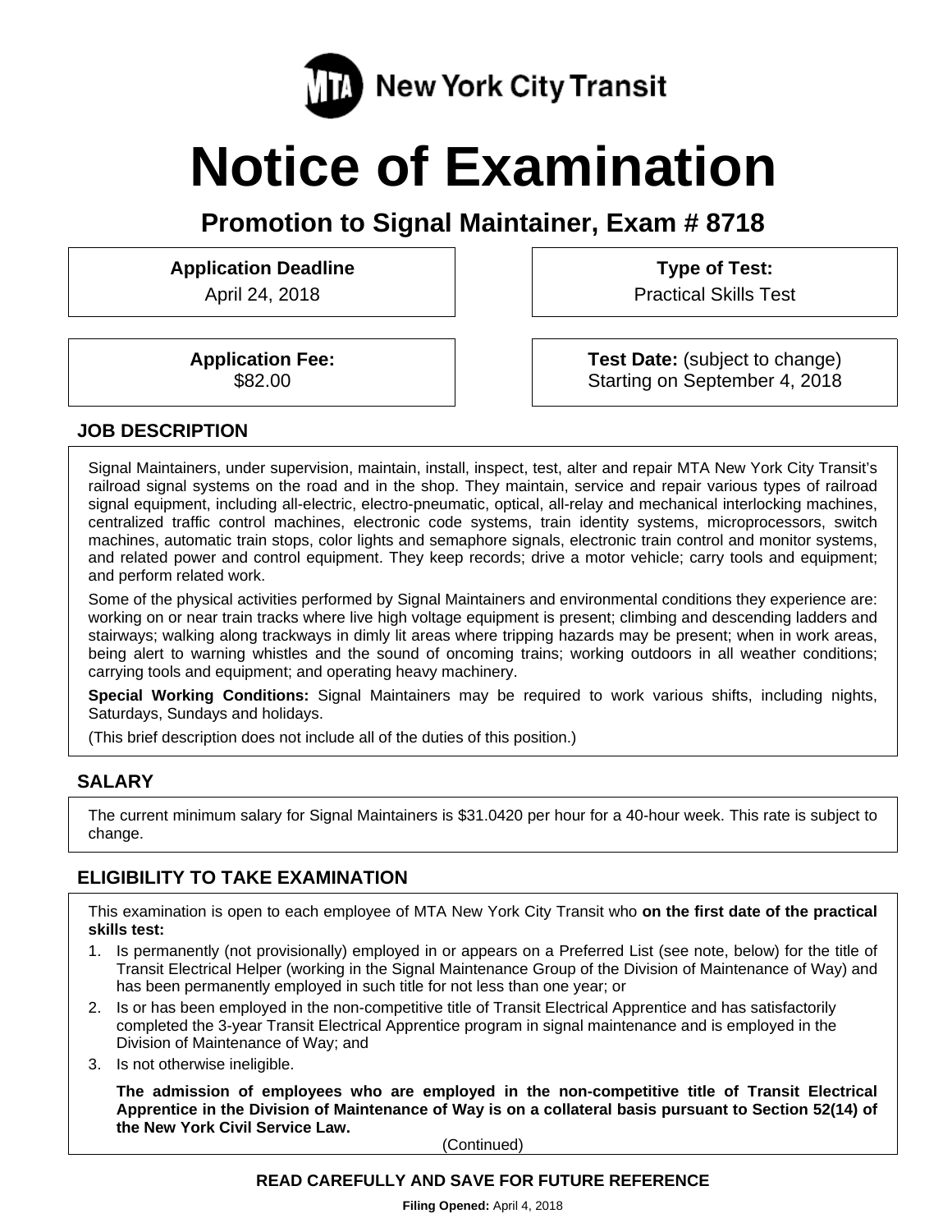MTA New York City Transit

# Notice of Examination

## Promotion to Signal Maintainer, Exam # 8718

**Application Deadline**
April 24, 2018

**Type of Test:**
Practical Skills Test

**Application Fee:**
$82.00

**Test Date:** (subject to change)
Starting on September 4, 2018

### JOB DESCRIPTION

Signal Maintainers, under supervision, maintain, install, inspect, test, alter and repair MTA New York City Transit's railroad signal systems on the road and in the shop. They maintain, service and repair various types of railroad signal equipment, including all-electric, electro-pneumatic, optical, all-relay and mechanical interlocking machines, centralized traffic control machines, electronic code systems, train identity systems, microprocessors, switch machines, automatic train stops, color lights and semaphore signals, electronic train control and monitor systems, and related power and control equipment. They keep records; drive a motor vehicle; carry tools and equipment; and perform related work.

Some of the physical activities performed by Signal Maintainers and environmental conditions they experience are: working on or near train tracks where live high voltage equipment is present; climbing and descending ladders and stairways; walking along trackways in dimly lit areas where tripping hazards may be present; when in work areas, being alert to warning whistles and the sound of oncoming trains; working outdoors in all weather conditions; carrying tools and equipment; and operating heavy machinery.

**Special Working Conditions:** Signal Maintainers may be required to work various shifts, including nights, Saturdays, Sundays and holidays.

(This brief description does not include all of the duties of this position.)

### SALARY

The current minimum salary for Signal Maintainers is $31.0420 per hour for a 40-hour week. This rate is subject to change.

### ELIGIBILITY TO TAKE EXAMINATION

This examination is open to each employee of MTA New York City Transit who **on the first date of the practical skills test:**

1. Is permanently (not provisionally) employed in or appears on a Preferred List (see note, below) for the title of Transit Electrical Helper (working in the Signal Maintenance Group of the Division of Maintenance of Way) and has been permanently employed in such title for not less than one year; or
2. Is or has been employed in the non-competitive title of Transit Electrical Apprentice and has satisfactorily completed the 3-year Transit Electrical Apprentice program in signal maintenance and is employed in the Division of Maintenance of Way; and
3. Is not otherwise ineligible.

**The admission of employees who are employed in the non-competitive title of Transit Electrical Apprentice in the Division of Maintenance of Way is on a collateral basis pursuant to Section 52(14) of the New York Civil Service Law.**

(Continued)

**READ CAREFULLY AND SAVE FOR FUTURE REFERENCE**

**Filing Opened:** April 4, 2018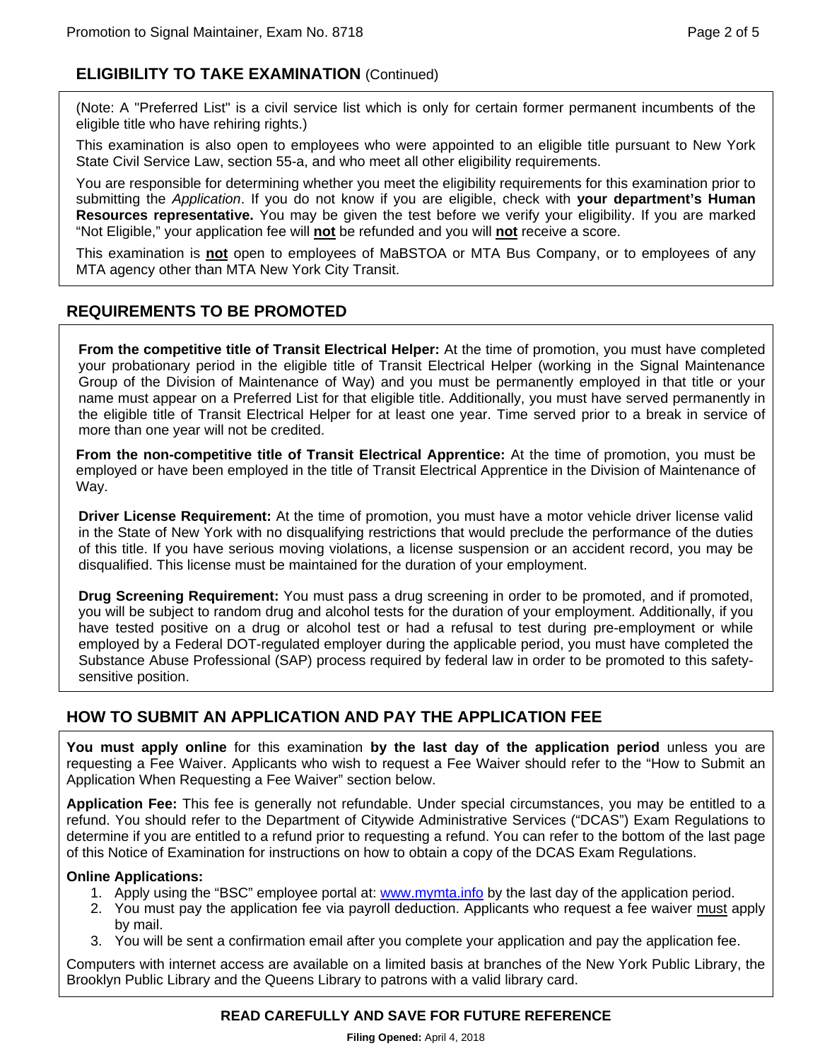## ELIGIBILITY TO TAKE EXAMINATION (Continued)

(Note: A "Preferred List" is a civil service list which is only for certain former permanent incumbents of the eligible title who have rehiring rights.)

This examination is also open to employees who were appointed to an eligible title pursuant to New York State Civil Service Law, section 55-a, and who meet all other eligibility requirements.

You are responsible for determining whether you meet the eligibility requirements for this examination prior to submitting the *Application*. If you do not know if you are eligible, check with **your department's Human Resources representative.** You may be given the test before we verify your eligibility. If you are marked "Not Eligible," your application fee will **not** be refunded and you will **not** receive a score.

This examination is **not** open to employees of MaBSTOA or MTA Bus Company, or to employees of any MTA agency other than MTA New York City Transit.

## REQUIREMENTS TO BE PROMOTED

**From the competitive title of Transit Electrical Helper:** At the time of promotion, you must have completed your probationary period in the eligible title of Transit Electrical Helper (working in the Signal Maintenance Group of the Division of Maintenance of Way) and you must be permanently employed in that title or your name must appear on a Preferred List for that eligible title. Additionally, you must have served permanently in the eligible title of Transit Electrical Helper for at least one year. Time served prior to a break in service of more than one year will not be credited.

**From the non-competitive title of Transit Electrical Apprentice:** At the time of promotion, you must be employed or have been employed in the title of Transit Electrical Apprentice in the Division of Maintenance of Way.

**Driver License Requirement:** At the time of promotion, you must have a motor vehicle driver license valid in the State of New York with no disqualifying restrictions that would preclude the performance of the duties of this title. If you have serious moving violations, a license suspension or an accident record, you may be disqualified. This license must be maintained for the duration of your employment.

**Drug Screening Requirement:** You must pass a drug screening in order to be promoted, and if promoted, you will be subject to random drug and alcohol tests for the duration of your employment. Additionally, if you have tested positive on a drug or alcohol test or had a refusal to test during pre-employment or while employed by a Federal DOT-regulated employer during the applicable period, you must have completed the Substance Abuse Professional (SAP) process required by federal law in order to be promoted to this safety-sensitive position.

## HOW TO SUBMIT AN APPLICATION AND PAY THE APPLICATION FEE

**You must apply online** for this examination **by the last day of the application period** unless you are requesting a Fee Waiver. Applicants who wish to request a Fee Waiver should refer to the "How to Submit an Application When Requesting a Fee Waiver" section below.

**Application Fee:** This fee is generally not refundable. Under special circumstances, you may be entitled to a refund. You should refer to the Department of Citywide Administrative Services ("DCAS") Exam Regulations to determine if you are entitled to a refund prior to requesting a refund. You can refer to the bottom of the last page of this Notice of Examination for instructions on how to obtain a copy of the DCAS Exam Regulations.

**Online Applications:**

1. Apply using the "BSC" employee portal at: www.mymta.info by the last day of the application period.
2. You must pay the application fee via payroll deduction. Applicants who request a fee waiver must apply by mail.
3. You will be sent a confirmation email after you complete your application and pay the application fee.

Computers with internet access are available on a limited basis at branches of the New York Public Library, the Brooklyn Public Library and the Queens Library to patrons with a valid library card.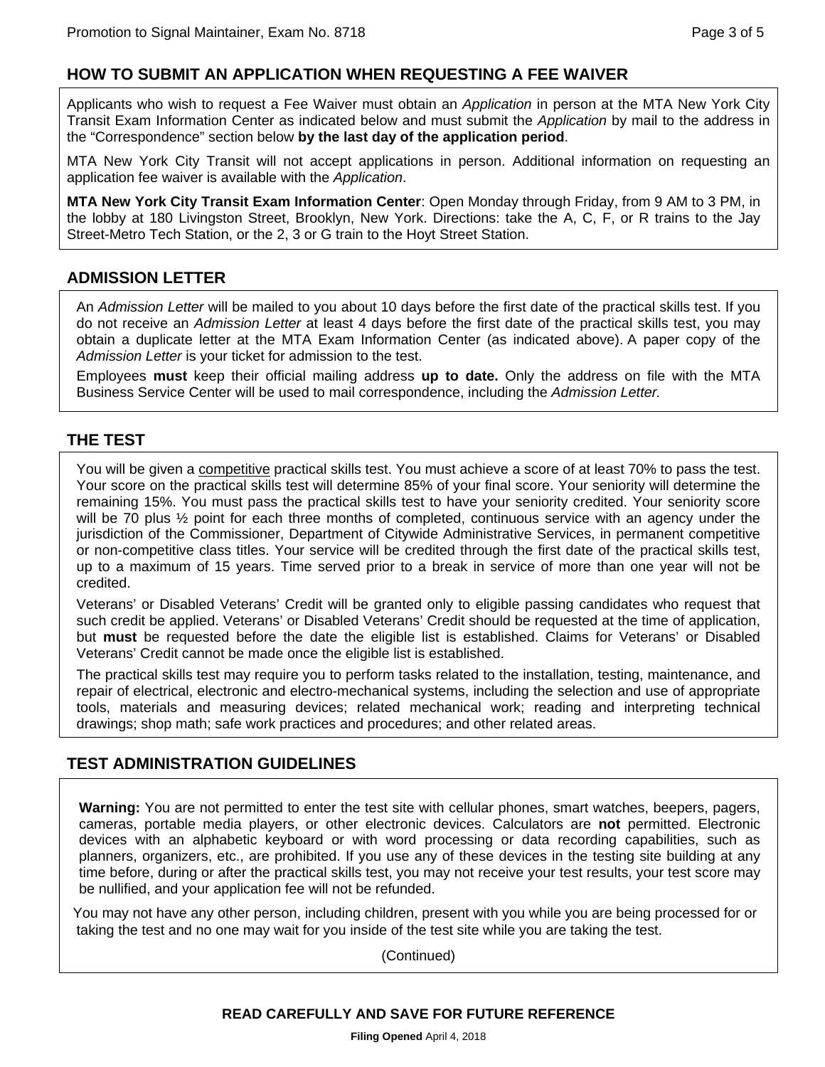## HOW TO SUBMIT AN APPLICATION WHEN REQUESTING A FEE WAIVER

Applicants who wish to request a Fee Waiver must obtain an *Application* in person at the MTA New York City Transit Exam Information Center as indicated below and must submit the *Application* by mail to the address in the "Correspondence" section below **by the last day of the application period**.

MTA New York City Transit will not accept applications in person. Additional information on requesting an application fee waiver is available with the *Application*.

**MTA New York City Transit Exam Information Center**: Open Monday through Friday, from 9 AM to 3 PM, in the lobby at 180 Livingston Street, Brooklyn, New York. Directions: take the A, C, F, or R trains to the Jay Street-Metro Tech Station, or the 2, 3 or G train to the Hoyt Street Station.

## ADMISSION LETTER

An *Admission Letter* will be mailed to you about 10 days before the first date of the practical skills test. If you do not receive an *Admission Letter* at least 4 days before the first date of the practical skills test, you may obtain a duplicate letter at the MTA Exam Information Center (as indicated above). A paper copy of the *Admission Letter* is your ticket for admission to the test.

Employees **must** keep their official mailing address **up to date.** Only the address on file with the MTA Business Service Center will be used to mail correspondence, including the *Admission Letter.*

## THE TEST

You will be given a competitive practical skills test. You must achieve a score of at least 70% to pass the test. Your score on the practical skills test will determine 85% of your final score. Your seniority will determine the remaining 15%. You must pass the practical skills test to have your seniority credited. Your seniority score will be 70 plus ½ point for each three months of completed, continuous service with an agency under the jurisdiction of the Commissioner, Department of Citywide Administrative Services, in permanent competitive or non-competitive class titles. Your service will be credited through the first date of the practical skills test, up to a maximum of 15 years. Time served prior to a break in service of more than one year will not be credited.

Veterans' or Disabled Veterans' Credit will be granted only to eligible passing candidates who request that such credit be applied. Veterans' or Disabled Veterans' Credit should be requested at the time of application, but **must** be requested before the date the eligible list is established. Claims for Veterans' or Disabled Veterans' Credit cannot be made once the eligible list is established.

The practical skills test may require you to perform tasks related to the installation, testing, maintenance, and repair of electrical, electronic and electro-mechanical systems, including the selection and use of appropriate tools, materials and measuring devices; related mechanical work; reading and interpreting technical drawings; shop math; safe work practices and procedures; and other related areas.

## TEST ADMINISTRATION GUIDELINES

**Warning:** You are not permitted to enter the test site with cellular phones, smart watches, beepers, pagers, cameras, portable media players, or other electronic devices. Calculators are **not** permitted. Electronic devices with an alphabetic keyboard or with word processing or data recording capabilities, such as planners, organizers, etc., are prohibited. If you use any of these devices in the testing site building at any time before, during or after the practical skills test, you may not receive your test results, your test score may be nullified, and your application fee will not be refunded.

You may not have any other person, including children, present with you while you are being processed for or taking the test and no one may wait for you inside of the test site while you are taking the test.

(Continued)

**READ CAREFULLY AND SAVE FOR FUTURE REFERENCE**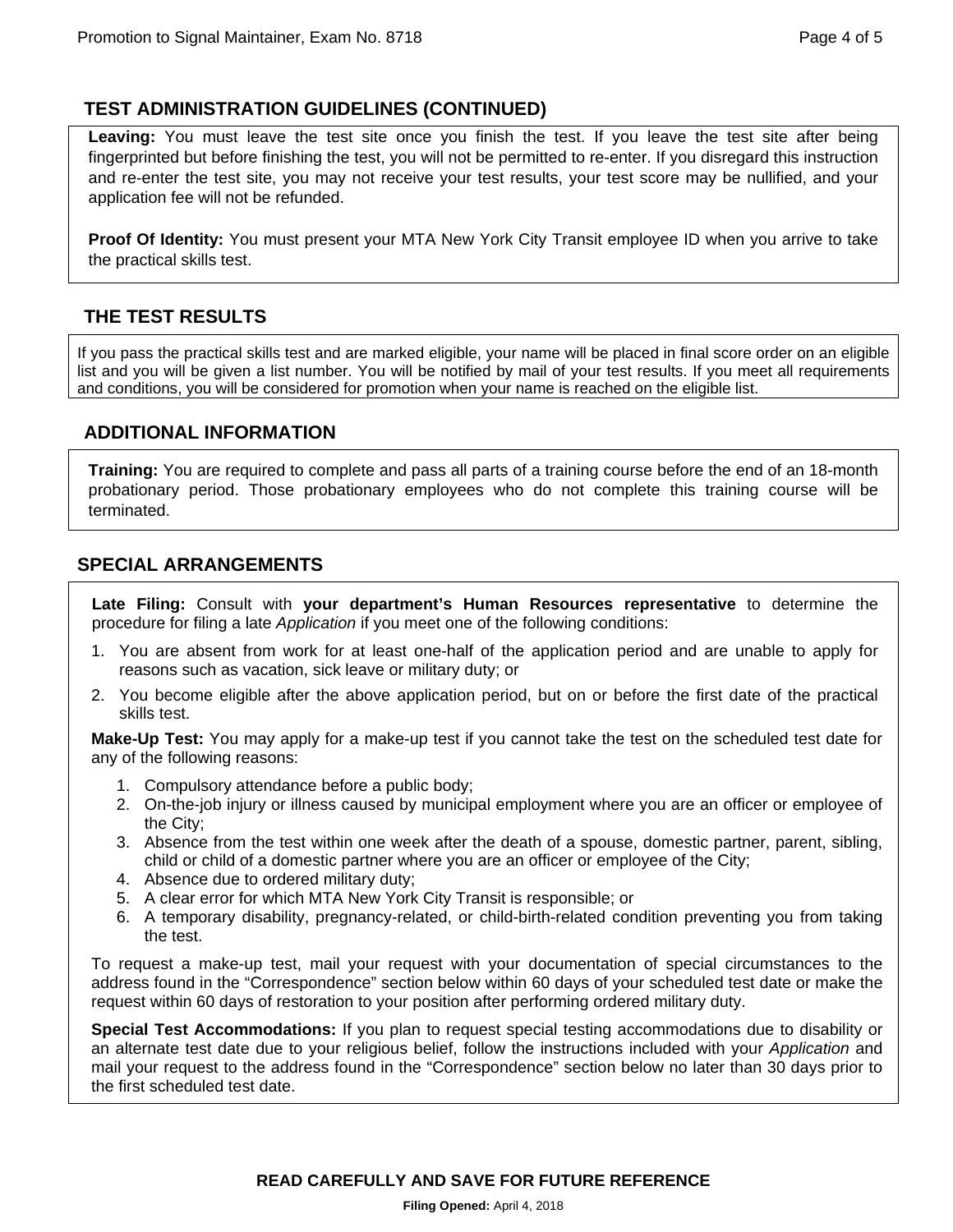## TEST ADMINISTRATION GUIDELINES (CONTINUED)

**Leaving:** You must leave the test site once you finish the test. If you leave the test site after being fingerprinted but before finishing the test, you will not be permitted to re-enter. If you disregard this instruction and re-enter the test site, you may not receive your test results, your test score may be nullified, and your application fee will not be refunded.

**Proof Of Identity:** You must present your MTA New York City Transit employee ID when you arrive to take the practical skills test.

## THE TEST RESULTS

If you pass the practical skills test and are marked eligible, your name will be placed in final score order on an eligible list and you will be given a list number. You will be notified by mail of your test results. If you meet all requirements and conditions, you will be considered for promotion when your name is reached on the eligible list.

## ADDITIONAL INFORMATION

**Training:** You are required to complete and pass all parts of a training course before the end of an 18-month probationary period. Those probationary employees who do not complete this training course will be terminated.

## SPECIAL ARRANGEMENTS

**Late Filing:** Consult with **your department's Human Resources representative** to determine the procedure for filing a late *Application* if you meet one of the following conditions:

1. You are absent from work for at least one-half of the application period and are unable to apply for reasons such as vacation, sick leave or military duty; or
2. You become eligible after the above application period, but on or before the first date of the practical skills test.

**Make-Up Test:** You may apply for a make-up test if you cannot take the test on the scheduled test date for any of the following reasons:

1. Compulsory attendance before a public body;
2. On-the-job injury or illness caused by municipal employment where you are an officer or employee of the City;
3. Absence from the test within one week after the death of a spouse, domestic partner, parent, sibling, child or child of a domestic partner where you are an officer or employee of the City;
4. Absence due to ordered military duty;
5. A clear error for which MTA New York City Transit is responsible; or
6. A temporary disability, pregnancy-related, or child-birth-related condition preventing you from taking the test.

To request a make-up test, mail your request with your documentation of special circumstances to the address found in the "Correspondence" section below within 60 days of your scheduled test date or make the request within 60 days of restoration to your position after performing ordered military duty.

**Special Test Accommodations:** If you plan to request special testing accommodations due to disability or an alternate test date due to your religious belief, follow the instructions included with your *Application* and mail your request to the address found in the "Correspondence" section below no later than 30 days prior to the first scheduled test date.

**READ CAREFULLY AND SAVE FOR FUTURE REFERENCE**

**Filing Opened:** April 4, 2018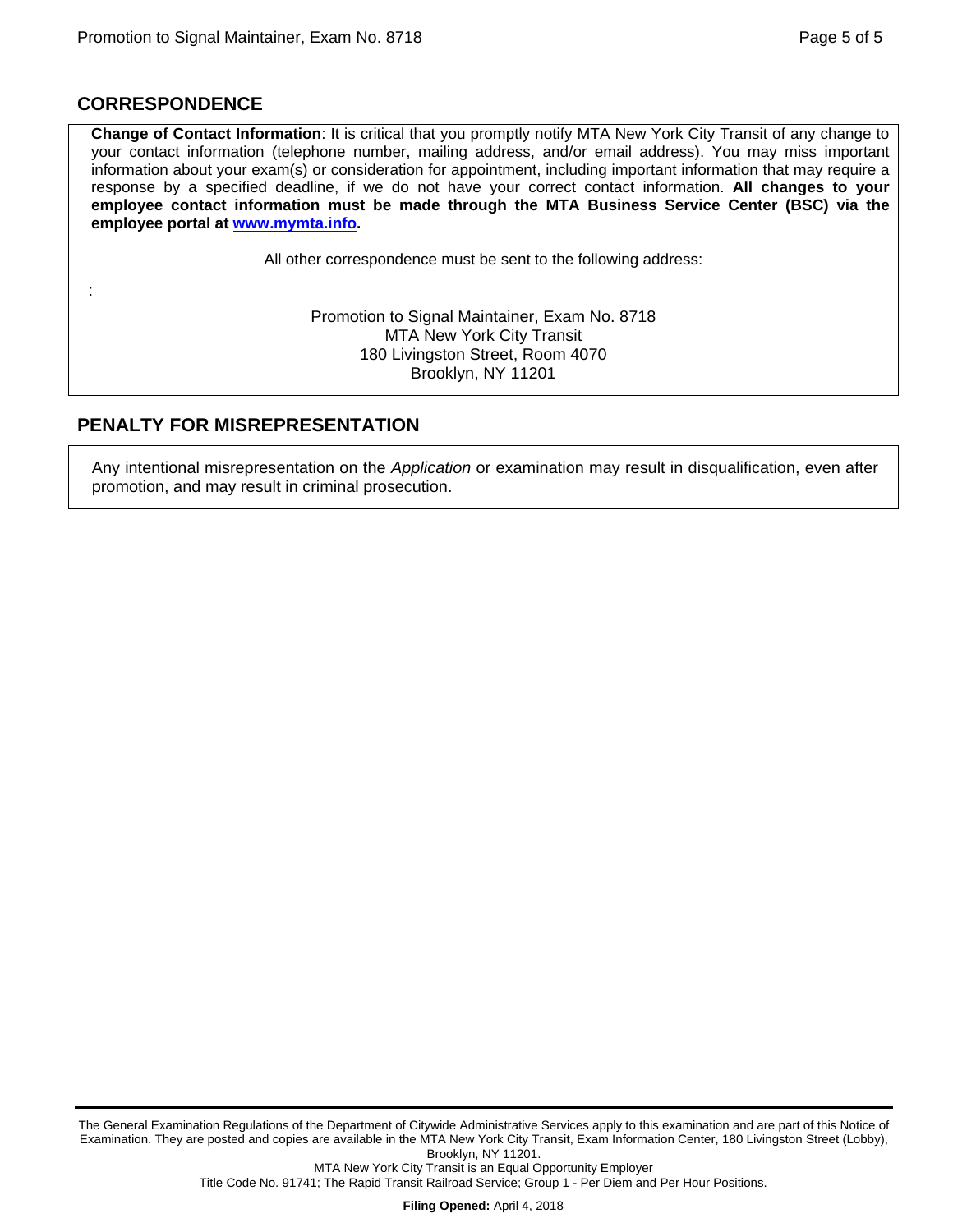## CORRESPONDENCE

**Change of Contact Information**: It is critical that you promptly notify MTA New York City Transit of any change to your contact information (telephone number, mailing address, and/or email address). You may miss important information about your exam(s) or consideration for appointment, including important information that may require a response by a specified deadline, if we do not have your correct contact information. **All changes to your employee contact information must be made through the MTA Business Service Center (BSC) via the employee portal at [www.mymta.info](www.mymta.info).**

All other correspondence must be sent to the following address:

:

Promotion to Signal Maintainer, Exam No. 8718
MTA New York City Transit
180 Livingston Street, Room 4070
Brooklyn, NY 11201

## PENALTY FOR MISREPRESENTATION

Any intentional misrepresentation on the *Application* or examination may result in disqualification, even after promotion, and may result in criminal prosecution.

---

The General Examination Regulations of the Department of Citywide Administrative Services apply to this examination and are part of this Notice of Examination. They are posted and copies are available in the MTA New York City Transit, Exam Information Center, 180 Livingston Street (Lobby), Brooklyn, NY 11201.
MTA New York City Transit is an Equal Opportunity Employer
Title Code No. 91741; The Rapid Transit Railroad Service; Group 1 - Per Diem and Per Hour Positions.

**Filing Opened:** April 4, 2018